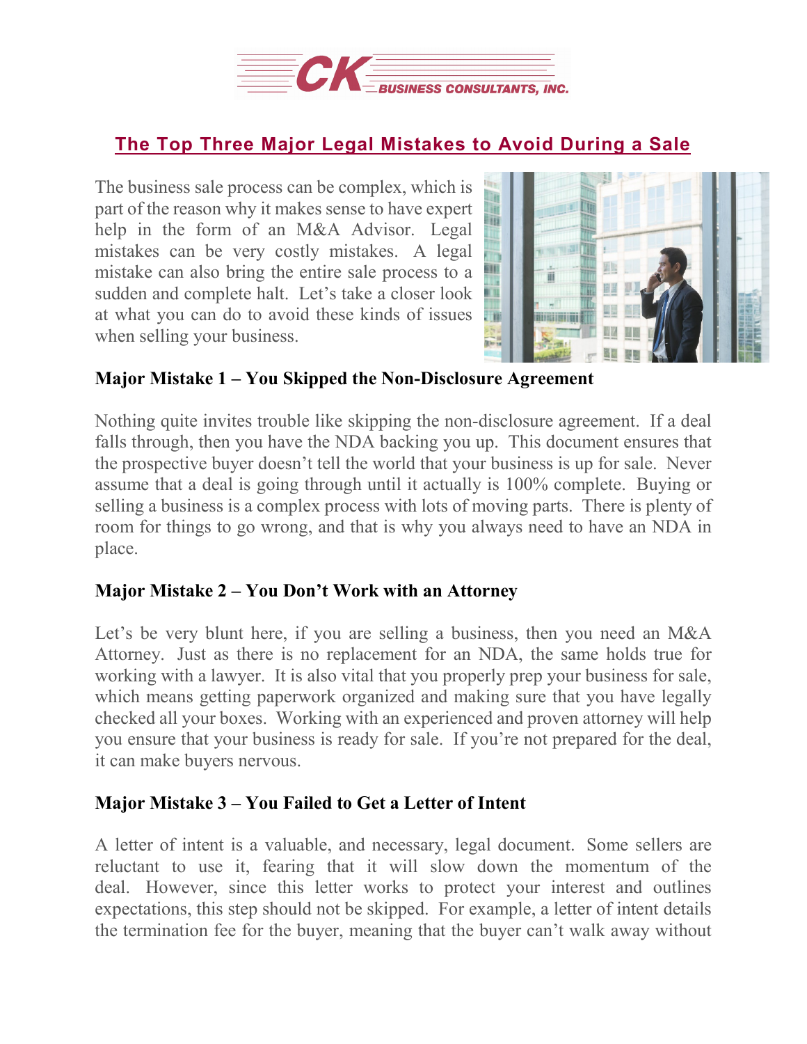# The Top Three Major Legal Mistakes to Avoid During a Sale

The business sale process can be complex, which is part of the reason why it makes sense to have expert help in the form of an M&A Advisor. Legal mistakes can be very costly mistakes. A legal mistake can also bring the entire sale process to a sudden and complete halt. Let's take a closer look at what you can do to avoid these kinds of issues when selling your business.

**Major Mistake 1 – You Skipped the Non-Disclosure Agreement**

Nothing quite invites trouble like skipping the non-disclosure agreement. If a deal falls through, then you have the NDA backing you up. This document ensures that the prospective buyer doesn't tell the world that your business is up for sale. Never assume that a deal is going through until it actually is 100% complete. Buying or selling a business is a complex process with lots of moving parts. There is plenty of room for things to go wrong, and that is why you always need to have an NDA in place.

**Major Mistake 2 – You Don't Work with an Attorney**

Let's be very blunt here, if you are selling a business, then you need an M&A Attorney. Just as there is no replacement for an NDA, the same holds true for working with a lawyer. It is also vital that you properly prep your business for sale, which means getting paperwork organized and making sure that you have legally checked all your boxes. Working with an experienced and proven attorney will help you ensure that your business is ready for sale. If you're not prepared for the deal, it can make buyers nervous.

**Major Mistake 3 – You Failed to Get a Letter of Intent**

A letter of intent is a valuable, and necessary, legal document. Some sellers are reluctant to use it, fearing that it will slow down the momentum of the deal. However, since this letter works to protect your interest and outlines expectations, this step should not be skipped. For example, a letter of intent details the termination fee for the buyer, meaning that the buyer can't walk away without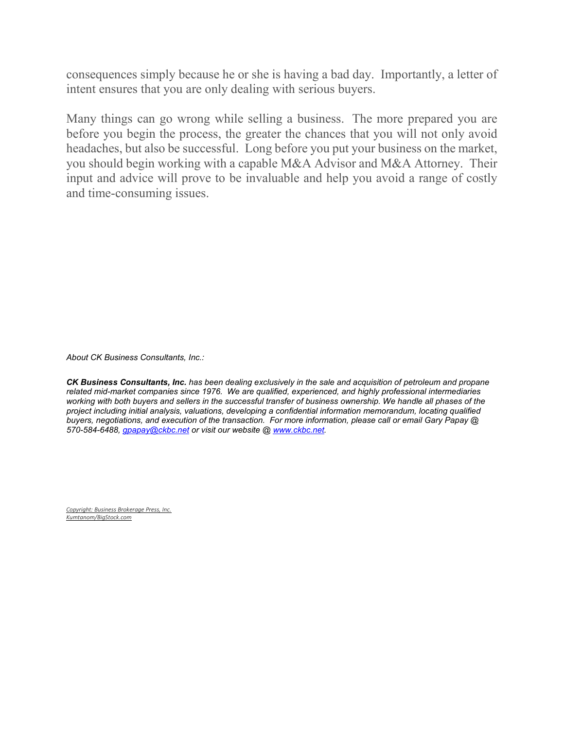consequences simply because he or she is having a bad day. Importantly, a letter of intent ensures that you are only dealing with serious buyers.

Many things can go wrong while selling a business. The more prepared you are before you begin the process, the greater the chances that you will not only avoid headaches, but also be successful. Long before you put your business on the market, you should begin working with a capable M&A Advisor and M&A Attorney. Their input and advice will prove to be invaluable and help you avoid a range of costly and time-consuming issues.

*About CK Business Consultants, Inc.:*

***CK Business Consultants, Inc.*** *has been dealing exclusively in the sale and acquisition of petroleum and propane related mid-market companies since 1976. We are qualified, experienced, and highly professional intermediaries working with both buyers and sellers in the successful transfer of business ownership. We handle all phases of the project including initial analysis, valuations, developing a confidential information memorandum, locating qualified buyers, negotiations, and execution of the transaction. For more information, please call or email Gary Papay @ 570-584-6488, gpapay@ckbc.net or visit our website @ www.ckbc.net.*

*Copyright: Business Brokerage Press, Inc.*
*Kumtanom/BigStock.com*